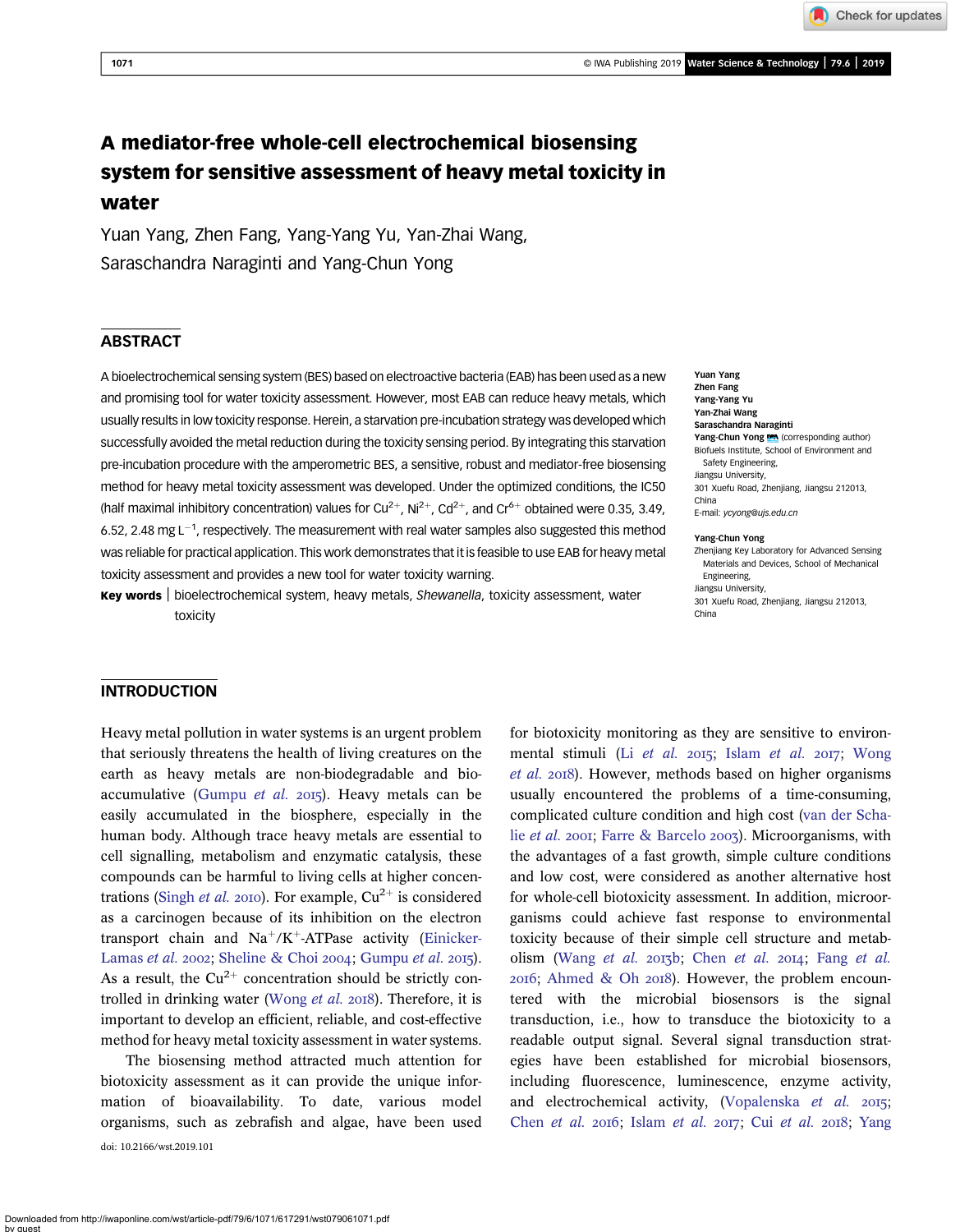# A mediator-free whole-cell electrochemical biosensing system for sensitive assessment of heavy metal toxicity in water

Yuan Yang, Zhen Fang, Yang-Yang Yu, Yan-Zhai Wang, Saraschandra Naraginti and Yang-Chun Yong

## ABSTRACT

A bioelectrochemical sensing system (BES) based on electroactive bacteria (EAB) has been used as a new and promising tool for water toxicity assessment. However, most EAB can reduce heavy metals, which usually results in low toxicity response. Herein, a starvation pre-incubation strategy was developed which successfully avoided the metal reduction during the toxicity sensing period. By integrating this starvation pre-incubation procedure with the amperometric BES, a sensitive, robust and mediator-free biosensing method for heavy metal toxicity assessment was developed. Under the optimized conditions, the IC50 (half maximal inhibitory concentration) values for $Cu^{2+}$, $Ni^{2+}$, $Cd^{2+}$, and $Cr^{6+}$ obtained were 0.35, 3.49, 6.52, 2.48 mg $L^{-1}$, respectively. The measurement with real water samples also suggested this method was reliable for practical application. This work demonstrates that it is feasible to use EAB for heavy metal toxicity assessment and provides a new tool for water toxicity warning.

**Key words** | bioelectrochemical system, heavy metals, *Shewanella*, toxicity assessment, water toxicity

**Yuan Yang**
**Zhen Fang**
**Yang-Yang Yu**
**Yan-Zhai Wang**
**Saraschandra Naraginti**
**Yang-Chun Yong** (corresponding author)
Biofuels Institute, School of Environment and Safety Engineering,
Jiangsu University,
301 Xuefu Road, Zhenjiang, Jiangsu 212013,
China
E-mail: *ycyong@ujs.edu.cn*

**Yang-Chun Yong**
Zhenjiang Key Laboratory for Advanced Sensing Materials and Devices, School of Mechanical Engineering,
Jiangsu University,
301 Xuefu Road, Zhenjiang, Jiangsu 212013,
China

## INTRODUCTION

Heavy metal pollution in water systems is an urgent problem that seriously threatens the health of living creatures on the earth as heavy metals are non-biodegradable and bio-accumulative (Gumpu *et al.* 2015). Heavy metals can be easily accumulated in the biosphere, especially in the human body. Although trace heavy metals are essential to cell signalling, metabolism and enzymatic catalysis, these compounds can be harmful to living cells at higher concentrations (Singh *et al.* 2010). For example, $Cu^{2+}$ is considered as a carcinogen because of its inhibition on the electron transport chain and $Na^+/K^+$-ATPase activity (Einicker-Lamas *et al.* 2002; Sheline & Choi 2004; Gumpu *et al.* 2015). As a result, the $Cu^{2+}$ concentration should be strictly controlled in drinking water (Wong *et al.* 2018). Therefore, it is important to develop an efficient, reliable, and cost-effective method for heavy metal toxicity assessment in water systems.

The biosensing method attracted much attention for biotoxicity assessment as it can provide the unique information of bioavailability. To date, various model organisms, such as zebrafish and algae, have been used for biotoxicity monitoring as they are sensitive to environmental stimuli (Li *et al.* 2015; Islam *et al.* 2017; Wong *et al.* 2018). However, methods based on higher organisms usually encountered the problems of a time-consuming, complicated culture condition and high cost (van der Schalie *et al.* 2001; Farre & Barcelo 2003). Microorganisms, with the advantages of a fast growth, simple culture conditions and low cost, were considered as another alternative host for whole-cell biotoxicity assessment. In addition, microorganisms could achieve fast response to environmental toxicity because of their simple cell structure and metabolism (Wang *et al.* 2013b; Chen *et al.* 2014; Fang *et al.* 2016; Ahmed & Oh 2018). However, the problem encountered with the microbial biosensors is the signal transduction, i.e., how to transduce the biotoxicity to a readable output signal. Several signal transduction strategies have been established for microbial biosensors, including fluorescence, luminescence, enzyme activity, and electrochemical activity, (Vopalenska *et al.* 2015; Chen *et al.* 2016; Islam *et al.* 2017; Cui *et al.* 2018; Yang

doi: 10.2166/wst.2019.101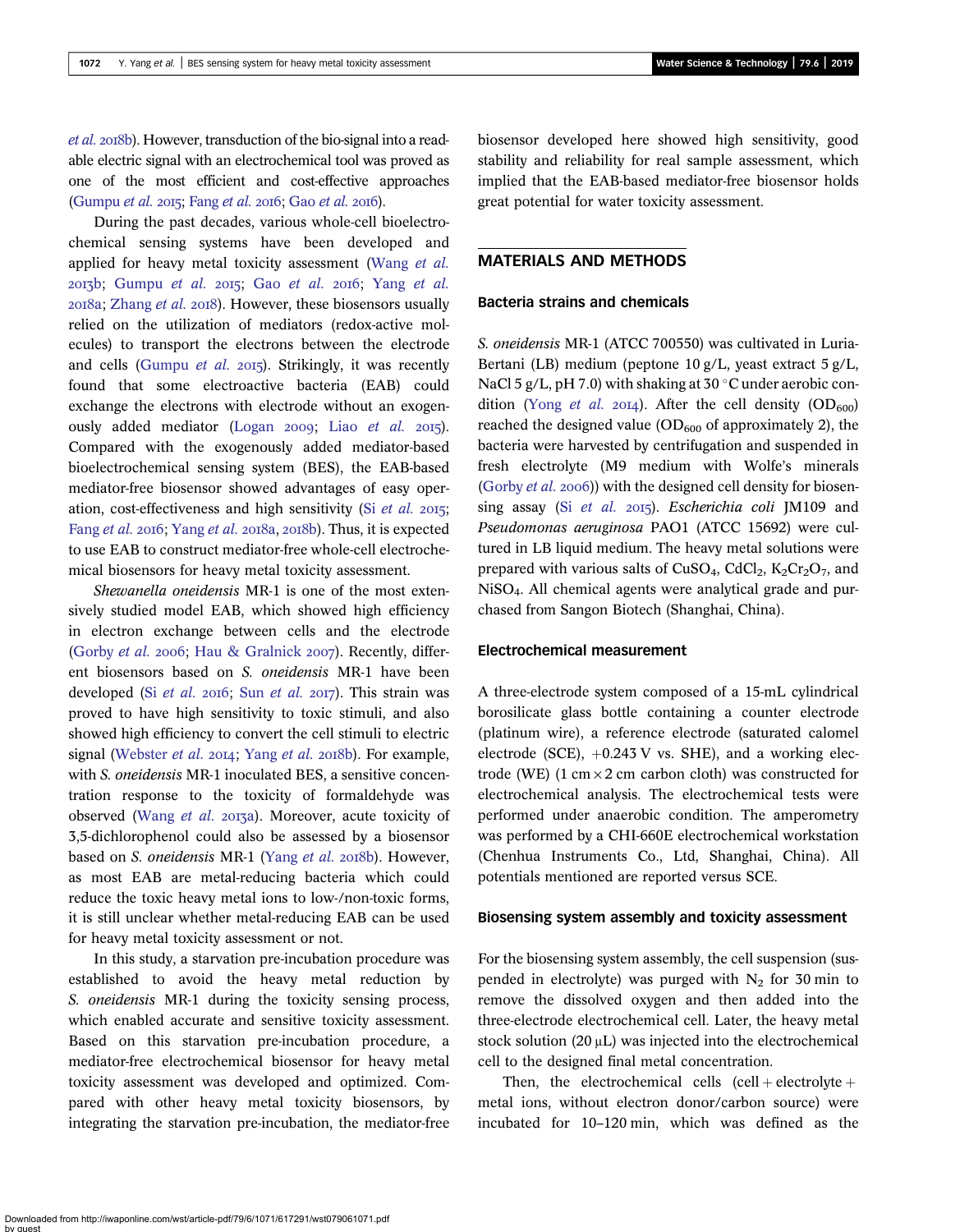*et al.* 2018b). However, transduction of the bio-signal into a readable electric signal with an electrochemical tool was proved as one of the most efficient and cost-effective approaches (Gumpu *et al.* 2015; Fang *et al.* 2016; Gao *et al.* 2016).

During the past decades, various whole-cell bioelectrochemical sensing systems have been developed and applied for heavy metal toxicity assessment (Wang *et al.* 2013b; Gumpu *et al.* 2015; Gao *et al.* 2016; Yang *et al.* 2018a; Zhang *et al.* 2018). However, these biosensors usually relied on the utilization of mediators (redox-active molecules) to transport the electrons between the electrode and cells (Gumpu *et al.* 2015). Strikingly, it was recently found that some electroactive bacteria (EAB) could exchange the electrons with electrode without an exogenously added mediator (Logan 2009; Liao *et al.* 2015). Compared with the exogenously added mediator-based bioelectrochemical sensing system (BES), the EAB-based mediator-free biosensor showed advantages of easy operation, cost-effectiveness and high sensitivity (Si *et al.* 2015; Fang *et al.* 2016; Yang *et al.* 2018a, 2018b). Thus, it is expected to use EAB to construct mediator-free whole-cell electrochemical biosensors for heavy metal toxicity assessment.

*Shewanella oneidensis* MR-1 is one of the most extensively studied model EAB, which showed high efficiency in electron exchange between cells and the electrode (Gorby *et al.* 2006; Hau & Gralnick 2007). Recently, different biosensors based on *S. oneidensis* MR-1 have been developed (Si *et al.* 2016; Sun *et al.* 2017). This strain was proved to have high sensitivity to toxic stimuli, and also showed high efficiency to convert the cell stimuli to electric signal (Webster *et al.* 2014; Yang *et al.* 2018b). For example, with *S. oneidensis* MR-1 inoculated BES, a sensitive concentration response to the toxicity of formaldehyde was observed (Wang *et al.* 2013a). Moreover, acute toxicity of 3,5-dichlorophenol could also be assessed by a biosensor based on *S. oneidensis* MR-1 (Yang *et al.* 2018b). However, as most EAB are metal-reducing bacteria which could reduce the toxic heavy metal ions to low-/non-toxic forms, it is still unclear whether metal-reducing EAB can be used for heavy metal toxicity assessment or not.

In this study, a starvation pre-incubation procedure was established to avoid the heavy metal reduction by *S. oneidensis* MR-1 during the toxicity sensing process, which enabled accurate and sensitive toxicity assessment. Based on this starvation pre-incubation procedure, a mediator-free electrochemical biosensor for heavy metal toxicity assessment was developed and optimized. Compared with other heavy metal toxicity biosensors, by integrating the starvation pre-incubation, the mediator-free biosensor developed here showed high sensitivity, good stability and reliability for real sample assessment, which implied that the EAB-based mediator-free biosensor holds great potential for water toxicity assessment.

## MATERIALS AND METHODS

### Bacteria strains and chemicals

*S. oneidensis* MR-1 (ATCC 700550) was cultivated in Luria-Bertani (LB) medium (peptone 10 g/L, yeast extract 5 g/L, NaCl 5 g/L, pH 7.0) with shaking at 30 °C under aerobic condition (Yong *et al.* 2014). After the cell density ($OD_{600}$) reached the designed value ($OD_{600}$ of approximately 2), the bacteria were harvested by centrifugation and suspended in fresh electrolyte (M9 medium with Wolfe's minerals (Gorby *et al.* 2006)) with the designed cell density for biosensing assay (Si *et al.* 2015). *Escherichia coli* JM109 and *Pseudomonas aeruginosa* PAO1 (ATCC 15692) were cultured in LB liquid medium. The heavy metal solutions were prepared with various salts of $CuSO_4$, $CdCl_2$, $K_2Cr_2O_7$, and $NiSO_4$. All chemical agents were analytical grade and purchased from Sangon Biotech (Shanghai, China).

### Electrochemical measurement

A three-electrode system composed of a 15-mL cylindrical borosilicate glass bottle containing a counter electrode (platinum wire), a reference electrode (saturated calomel electrode (SCE), +0.243 V vs. SHE), and a working electrode (WE) (1 cm × 2 cm carbon cloth) was constructed for electrochemical analysis. The electrochemical tests were performed under anaerobic condition. The amperometry was performed by a CHI-660E electrochemical workstation (Chenhua Instruments Co., Ltd, Shanghai, China). All potentials mentioned are reported versus SCE.

### Biosensing system assembly and toxicity assessment

For the biosensing system assembly, the cell suspension (suspended in electrolyte) was purged with $N_2$ for 30 min to remove the dissolved oxygen and then added into the three-electrode electrochemical cell. Later, the heavy metal stock solution (20 μL) was injected into the electrochemical cell to the designed final metal concentration.

Then, the electrochemical cells (cell + electrolyte + metal ions, without electron donor/carbon source) were incubated for 10–120 min, which was defined as the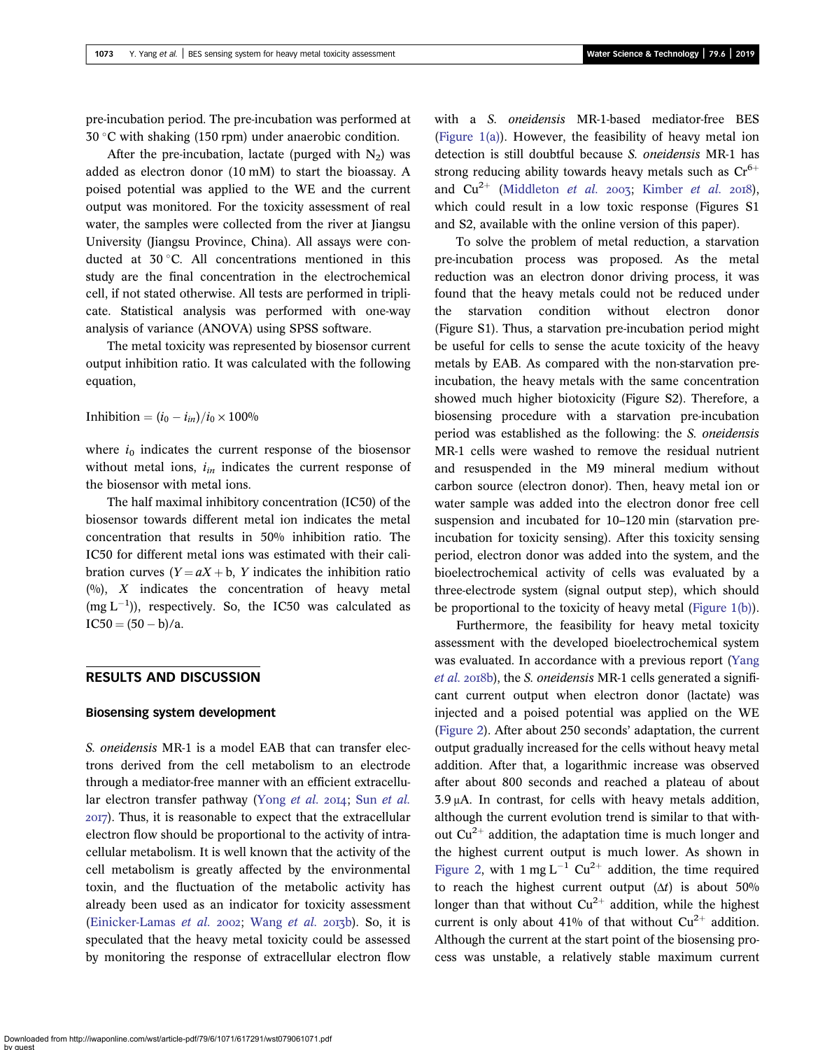pre-incubation period. The pre-incubation was performed at 30 °C with shaking (150 rpm) under anaerobic condition.

After the pre-incubation, lactate (purged with $N_2$) was added as electron donor (10 mM) to start the bioassay. A poised potential was applied to the WE and the current output was monitored. For the toxicity assessment of real water, the samples were collected from the river at Jiangsu University (Jiangsu Province, China). All assays were conducted at 30 °C. All concentrations mentioned in this study are the final concentration in the electrochemical cell, if not stated otherwise. All tests are performed in triplicate. Statistical analysis was performed with one-way analysis of variance (ANOVA) using SPSS software.

The metal toxicity was represented by biosensor current output inhibition ratio. It was calculated with the following equation,

$$\text{Inhibition} = (i_0 - i_{in})/i_0 \times 100\%$$

where $i_0$ indicates the current response of the biosensor without metal ions, $i_{in}$ indicates the current response of the biosensor with metal ions.

The half maximal inhibitory concentration (IC50) of the biosensor towards different metal ion indicates the metal concentration that results in 50% inhibition ratio. The IC50 for different metal ions was estimated with their calibration curves ($Y = aX + b$, $Y$ indicates the inhibition ratio (%), $X$ indicates the concentration of heavy metal (mg $L^{-1}$)), respectively. So, the IC50 was calculated as $IC50 = (50 - b)/a$.

## RESULTS AND DISCUSSION

### Biosensing system development

*S. oneidensis* MR-1 is a model EAB that can transfer electrons derived from the cell metabolism to an electrode through a mediator-free manner with an efficient extracellular electron transfer pathway (Yong *et al.* 2014; Sun *et al.* 2017). Thus, it is reasonable to expect that the extracellular electron flow should be proportional to the activity of intracellular metabolism. It is well known that the activity of the cell metabolism is greatly affected by the environmental toxin, and the fluctuation of the metabolic activity has already been used as an indicator for toxicity assessment (Einicker-Lamas *et al.* 2002; Wang *et al.* 2013b). So, it is speculated that the heavy metal toxicity could be assessed by monitoring the response of extracellular electron flow with a *S. oneidensis* MR-1-based mediator-free BES (Figure 1(a)). However, the feasibility of heavy metal ion detection is still doubtful because *S. oneidensis* MR-1 has strong reducing ability towards heavy metals such as $Cr^{6+}$ and $Cu^{2+}$ (Middleton *et al.* 2003; Kimber *et al.* 2018), which could result in a low toxic response (Figures S1 and S2, available with the online version of this paper).

To solve the problem of metal reduction, a starvation pre-incubation process was proposed. As the metal reduction was an electron donor driving process, it was found that the heavy metals could not be reduced under the starvation condition without electron donor (Figure S1). Thus, a starvation pre-incubation period might be useful for cells to sense the acute toxicity of the heavy metals by EAB. As compared with the non-starvation pre-incubation, the heavy metals with the same concentration showed much higher biotoxicity (Figure S2). Therefore, a biosensing procedure with a starvation pre-incubation period was established as the following: the *S. oneidensis* MR-1 cells were washed to remove the residual nutrient and resuspended in the M9 mineral medium without carbon source (electron donor). Then, heavy metal ion or water sample was added into the electron donor free cell suspension and incubated for 10–120 min (starvation pre-incubation for toxicity sensing). After this toxicity sensing period, electron donor was added into the system, and the bioelectrochemical activity of cells was evaluated by a three-electrode system (signal output step), which should be proportional to the toxicity of heavy metal (Figure 1(b)).

Furthermore, the feasibility for heavy metal toxicity assessment with the developed bioelectrochemical system was evaluated. In accordance with a previous report (Yang *et al.* 2018b), the *S. oneidensis* MR-1 cells generated a significant current output when electron donor (lactate) was injected and a poised potential was applied on the WE (Figure 2). After about 250 seconds' adaptation, the current output gradually increased for the cells without heavy metal addition. After that, a logarithmic increase was observed after about 800 seconds and reached a plateau of about 3.9 μA. In contrast, for cells with heavy metals addition, although the current evolution trend is similar to that without $Cu^{2+}$ addition, the adaptation time is much longer and the highest current output is much lower. As shown in Figure 2, with 1 mg $L^{-1}$ $Cu^{2+}$ addition, the time required to reach the highest current output ($\Delta t$) is about 50% longer than that without $Cu^{2+}$ addition, while the highest current is only about 41% of that without $Cu^{2+}$ addition. Although the current at the start point of the biosensing process was unstable, a relatively stable maximum current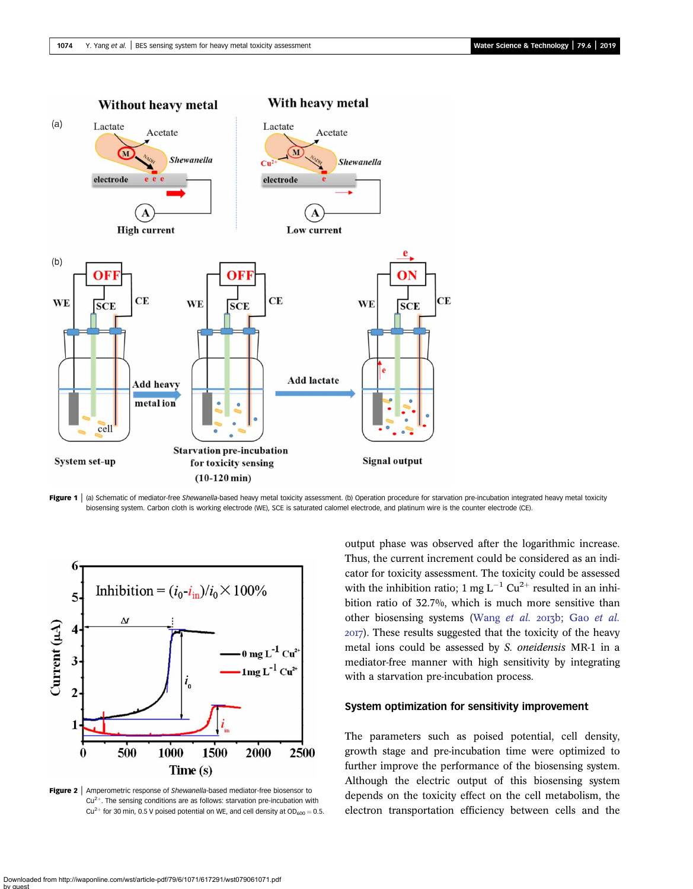Figure 1 | (a) Schematic of mediator-free *Shewanella*-based heavy metal toxicity assessment. (b) Operation procedure for starvation pre-incubation integrated heavy metal toxicity biosensing system. Carbon cloth is working electrode (WE), SCE is saturated calomel electrode, and platinum wire is the counter electrode (CE).

Figure 2 | Amperometric response of *Shewanella*-based mediator-free biosensor to $Cu^{2+}$. The sensing conditions are as follows: starvation pre-incubation with $Cu^{2+}$ for 30 min, 0.5 V poised potential on WE, and cell density at $OD_{600} = 0.5$.

output phase was observed after the logarithmic increase. Thus, the current increment could be considered as an indicator for toxicity assessment. The toxicity could be assessed with the inhibition ratio; 1 mg $L^{-1}$ $Cu^{2+}$ resulted in an inhibition ratio of 32.7%, which is much more sensitive than other biosensing systems (Wang *et al.* 2013b; Gao *et al.* 2017). These results suggested that the toxicity of the heavy metal ions could be assessed by *S. oneidensis* MR-1 in a mediator-free manner with high sensitivity by integrating with a starvation pre-incubation process.

## System optimization for sensitivity improvement

The parameters such as poised potential, cell density, growth stage and pre-incubation time were optimized to further improve the performance of the biosensing system. Although the electric output of this biosensing system depends on the toxicity effect on the cell metabolism, the electron transportation efficiency between cells and the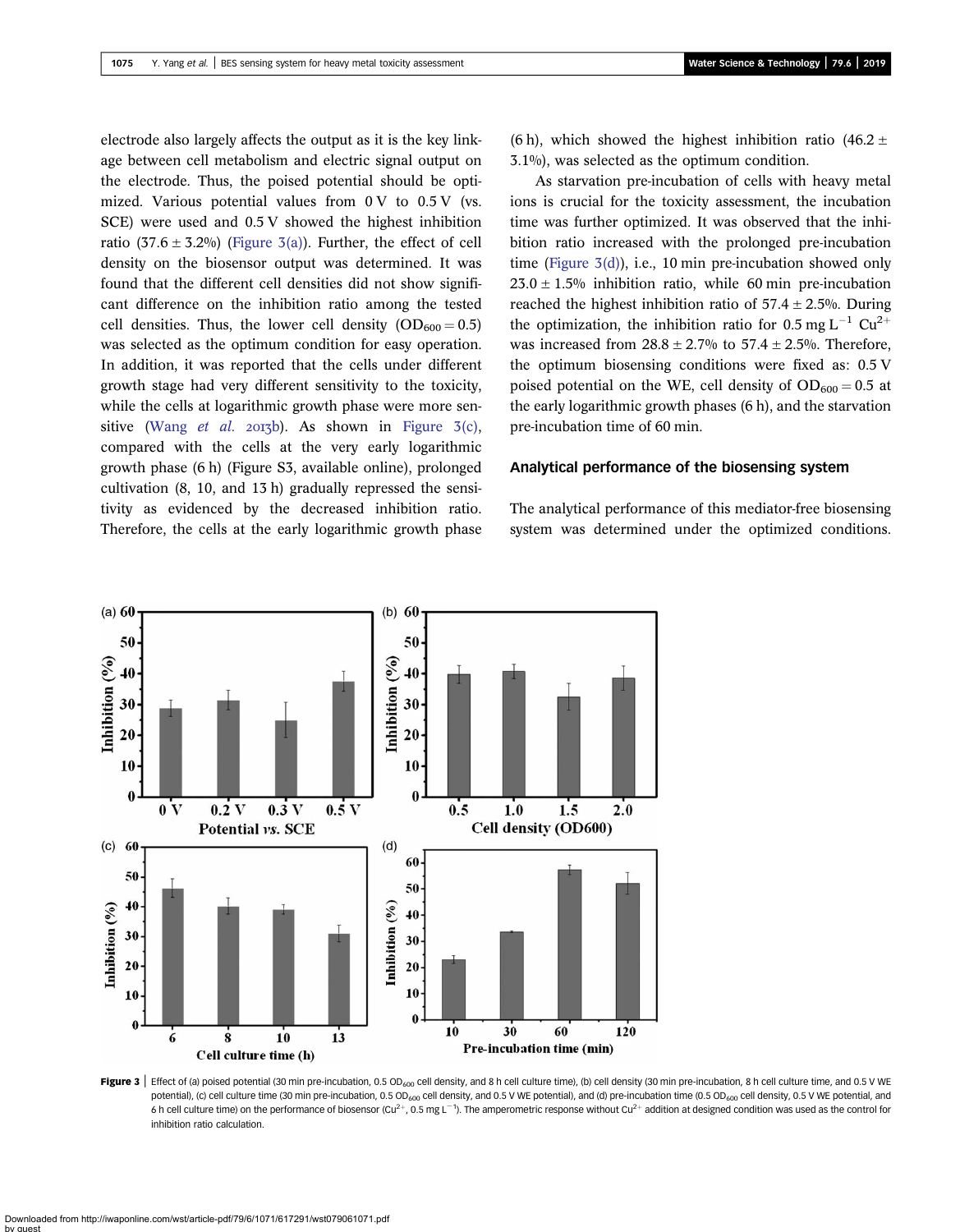electrode also largely affects the output as it is the key linkage between cell metabolism and electric signal output on the electrode. Thus, the poised potential should be optimized. Various potential values from 0 V to 0.5 V (vs. SCE) were used and 0.5 V showed the highest inhibition ratio (37.6 ± 3.2%) (Figure 3(a)). Further, the effect of cell density on the biosensor output was determined. It was found that the different cell densities did not show significant difference on the inhibition ratio among the tested cell densities. Thus, the lower cell density ($OD_{600} = 0.5$) was selected as the optimum condition for easy operation. In addition, it was reported that the cells under different growth stage had very different sensitivity to the toxicity, while the cells at logarithmic growth phase were more sensitive (Wang *et al.* 2013b). As shown in Figure 3(c), compared with the cells at the very early logarithmic growth phase (6 h) (Figure S3, available online), prolonged cultivation (8, 10, and 13 h) gradually repressed the sensitivity as evidenced by the decreased inhibition ratio. Therefore, the cells at the early logarithmic growth phase (6 h), which showed the highest inhibition ratio (46.2 ± 3.1%), was selected as the optimum condition.

As starvation pre-incubation of cells with heavy metal ions is crucial for the toxicity assessment, the incubation time was further optimized. It was observed that the inhibition ratio increased with the prolonged pre-incubation time (Figure 3(d)), i.e., 10 min pre-incubation showed only 23.0 ± 1.5% inhibition ratio, while 60 min pre-incubation reached the highest inhibition ratio of 57.4 ± 2.5%. During the optimization, the inhibition ratio for 0.5 mg $L^{-1}$ $Cu^{2+}$ was increased from 28.8 ± 2.7% to 57.4 ± 2.5%. Therefore, the optimum biosensing conditions were fixed as: 0.5 V poised potential on the WE, cell density of $OD_{600} = 0.5$ at the early logarithmic growth phases (6 h), and the starvation pre-incubation time of 60 min.

### Analytical performance of the biosensing system

The analytical performance of this mediator-free biosensing system was determined under the optimized conditions.

**Figure 3** | Effect of (a) poised potential (30 min pre-incubation, 0.5 $OD_{600}$ cell density, and 8 h cell culture time), (b) cell density (30 min pre-incubation, 8 h cell culture time, and 0.5 V WE potential), (c) cell culture time (30 min pre-incubation, 0.5 $OD_{600}$ cell density, and 0.5 V WE potential), and (d) pre-incubation time (0.5 $OD_{600}$ cell density, 0.5 V WE potential, and 6 h cell culture time) on the performance of biosensor ($Cu^{2+}$, 0.5 mg $L^{-1}$). The amperometric response without $Cu^{2+}$ addition at designed condition was used as the control for inhibition ratio calculation.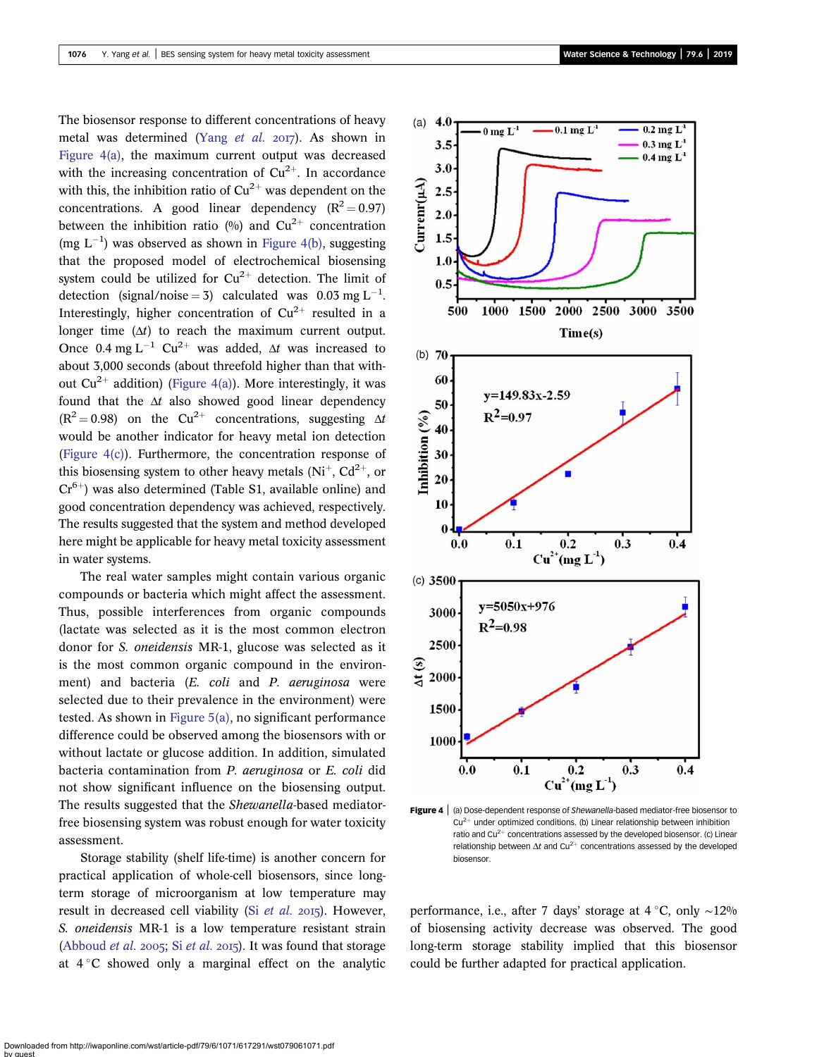The biosensor response to different concentrations of heavy metal was determined (Yang *et al.* 2017). As shown in Figure 4(a), the maximum current output was decreased with the increasing concentration of $Cu^{2+}$. In accordance with this, the inhibition ratio of $Cu^{2+}$ was dependent on the concentrations. A good linear dependency ($R^2 = 0.97$) between the inhibition ratio (%) and $Cu^{2+}$ concentration (mg $L^{-1}$) was observed as shown in Figure 4(b), suggesting that the proposed model of electrochemical biosensing system could be utilized for $Cu^{2+}$ detection. The limit of detection (signal/noise = 3) calculated was 0.03 mg $L^{-1}$. Interestingly, higher concentration of $Cu^{2+}$ resulted in a longer time ($\Delta t$) to reach the maximum current output. Once 0.4 mg $L^{-1}$ $Cu^{2+}$ was added, $\Delta t$ was increased to about 3,000 seconds (about threefold higher than that without $Cu^{2+}$ addition) (Figure 4(a)). More interestingly, it was found that the $\Delta t$ also showed good linear dependency ($R^2 = 0.98$) on the $Cu^{2+}$ concentrations, suggesting $\Delta t$ would be another indicator for heavy metal ion detection (Figure 4(c)). Furthermore, the concentration response of this biosensing system to other heavy metals ($Ni^{+}$, $Cd^{2+}$, or $Cr^{6+}$) was also determined (Table S1, available online) and good concentration dependency was achieved, respectively. The results suggested that the system and method developed here might be applicable for heavy metal toxicity assessment in water systems.

The real water samples might contain various organic compounds or bacteria which might affect the assessment. Thus, possible interferences from organic compounds (lactate was selected as it is the most common electron donor for *S. oneidensis* MR-1, glucose was selected as it is the most common organic compound in the environment) and bacteria (*E. coli* and *P. aeruginosa* were selected due to their prevalence in the environment) were tested. As shown in Figure 5(a), no significant performance difference could be observed among the biosensors with or without lactate or glucose addition. In addition, simulated bacteria contamination from *P. aeruginosa* or *E. coli* did not show significant influence on the biosensing output. The results suggested that the *Shewanella*-based mediator-free biosensing system was robust enough for water toxicity assessment.

Storage stability (shelf life-time) is another concern for practical application of whole-cell biosensors, since long-term storage of microorganism at low temperature may result in decreased cell viability (Si *et al.* 2015). However, *S. oneidensis* MR-1 is a low temperature resistant strain (Abboud *et al.* 2005; Si *et al.* 2015). It was found that storage at 4 °C showed only a marginal effect on the analytic performance, i.e., after 7 days' storage at 4 °C, only ~12% of biosensing activity decrease was observed. The good long-term storage stability implied that this biosensor could be further adapted for practical application.

**Figure 4** | (a) Dose-dependent response of *Shewanella*-based mediator-free biosensor to $Cu^{2+}$ under optimized conditions. (b) Linear relationship between inhibition ratio and $Cu^{2+}$ concentrations assessed by the developed biosensor. (c) Linear relationship between $\Delta t$ and $Cu^{2+}$ concentrations assessed by the developed biosensor.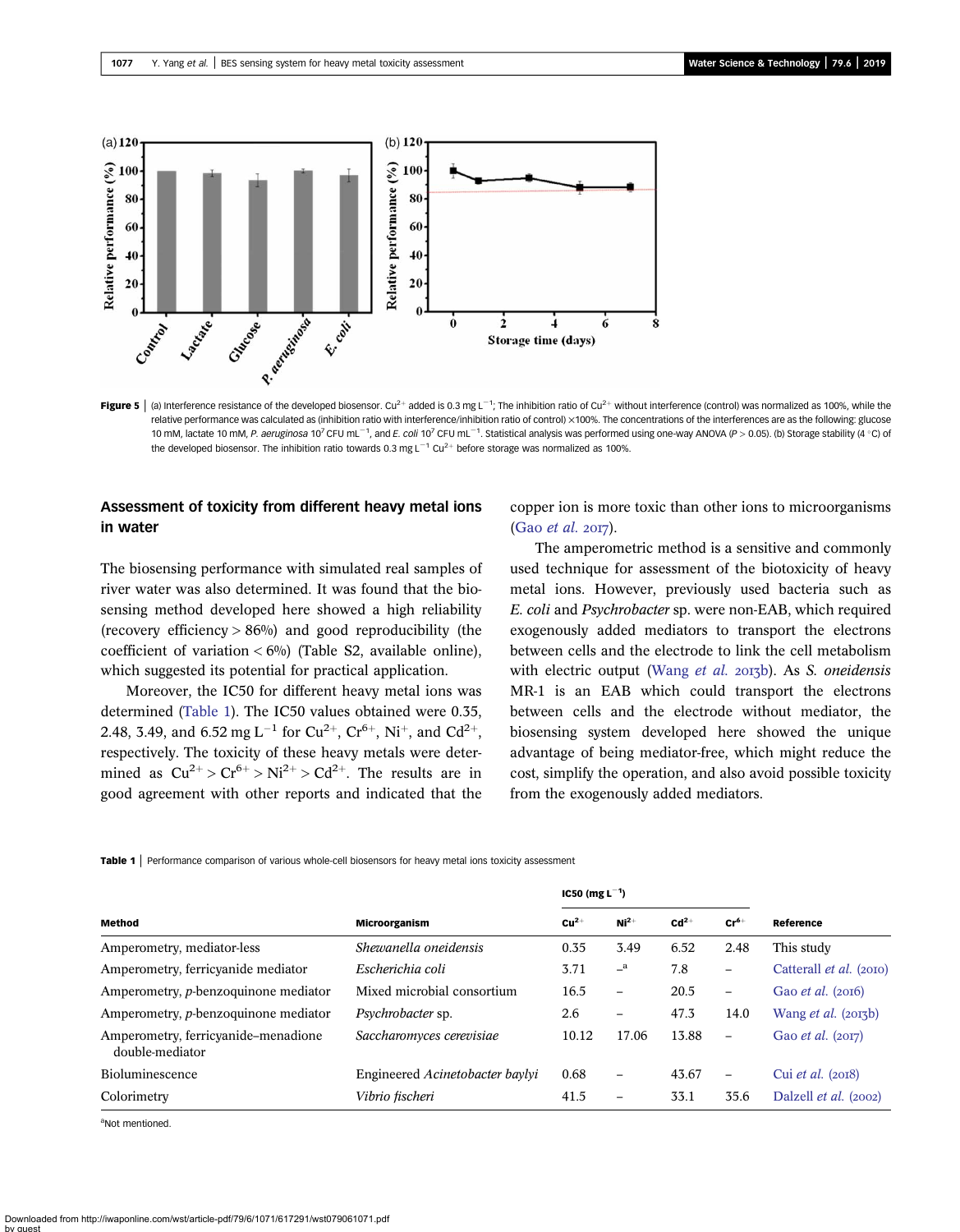Figure 5 | (a) Interference resistance of the developed biosensor. $Cu^{2+}$ added is 0.3 mg $L^{-1}$; The inhibition ratio of $Cu^{2+}$ without interference (control) was normalized as 100%, while the relative performance was calculated as (inhibition ratio with interference/inhibition ratio of control) ×100%. The concentrations of the interferences are as the following: glucose 10 mM, lactate 10 mM, *P. aeruginosa* $10^7$ CFU $mL^{-1}$, and *E. coli* $10^7$ CFU $mL^{-1}$. Statistical analysis was performed using one-way ANOVA ($P > 0.05$). (b) Storage stability (4 °C) of the developed biosensor. The inhibition ratio towards 0.3 mg $L^{-1}$ $Cu^{2+}$ before storage was normalized as 100%.

## Assessment of toxicity from different heavy metal ions in water

The biosensing performance with simulated real samples of river water was also determined. It was found that the biosensing method developed here showed a high reliability (recovery efficiency > 86%) and good reproducibility (the coefficient of variation < 6%) (Table S2, available online), which suggested its potential for practical application.

Moreover, the IC50 for different heavy metal ions was determined (Table 1). The IC50 values obtained were 0.35, 2.48, 3.49, and 6.52 mg $L^{-1}$ for $Cu^{2+}$, $Cr^{6+}$, $Ni^{+}$, and $Cd^{2+}$, respectively. The toxicity of these heavy metals were determined as $Cu^{2+} > Cr^{6+} > Ni^{2+} > Cd^{2+}$. The results are in good agreement with other reports and indicated that the copper ion is more toxic than other ions to microorganisms (Gao *et al.* 2017).

The amperometric method is a sensitive and commonly used technique for assessment of the biotoxicity of heavy metal ions. However, previously used bacteria such as *E. coli* and *Psychrobacter* sp. were non-EAB, which required exogenously added mediators to transport the electrons between cells and the electrode to link the cell metabolism with electric output (Wang *et al.* 2013b). As *S. oneidensis* MR-1 is an EAB which could transport the electrons between cells and the electrode without mediator, the biosensing system developed here showed the unique advantage of being mediator-free, which might reduce the cost, simplify the operation, and also avoid possible toxicity from the exogenously added mediators.

Table 1 | Performance comparison of various whole-cell biosensors for heavy metal ions toxicity assessment

| | | IC50 (mg $L^{-1}$) | | | | |
|---|---|---|---|---|---|---|
| **Method** | **Microorganism** | $Cu^{2+}$ | $Ni^{2+}$ | $Cd^{2+}$ | $Cr^{6+}$ | **Reference** |
| Amperometry, mediator-less | *Shewanella oneidensis* | 0.35 | 3.49 | 6.52 | 2.48 | This study |
| Amperometry, ferricyanide mediator | *Escherichia coli* | 3.71 | –[a] | 7.8 | – | Catterall *et al.* (2010) |
| Amperometry, *p*-benzoquinone mediator | Mixed microbial consortium | 16.5 | – | 20.5 | – | Gao *et al.* (2016) |
| Amperometry, *p*-benzoquinone mediator | *Psychrobacter* sp. | 2.6 | – | 47.3 | 14.0 | Wang *et al.* (2013b) |
| Amperometry, ferricyanide–menadione double-mediator | *Saccharomyces cerevisiae* | 10.12 | 17.06 | 13.88 | – | Gao *et al.* (2017) |
| Bioluminescence | Engineered *Acinetobacter baylyi* | 0.68 | – | 43.67 | – | Cui *et al.* (2018) |
| Colorimetry | *Vibrio fischeri* | 41.5 | – | 33.1 | 35.6 | Dalzell *et al.* (2002) |

[a]Not mentioned.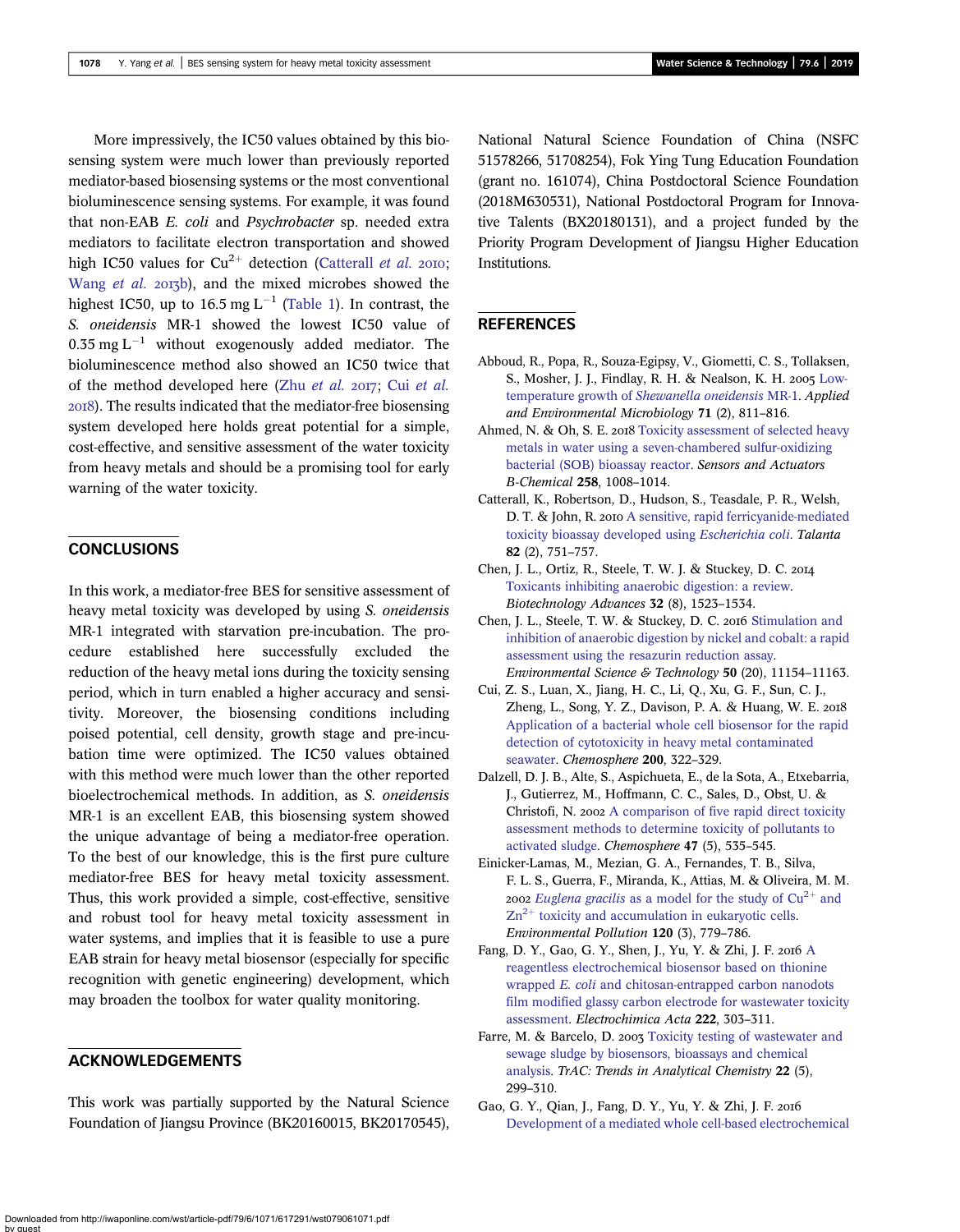More impressively, the IC50 values obtained by this biosensing system were much lower than previously reported mediator-based biosensing systems or the most conventional bioluminescence sensing systems. For example, it was found that non-EAB *E. coli* and *Psychrobacter* sp. needed extra mediators to facilitate electron transportation and showed high IC50 values for $Cu^{2+}$ detection (Catterall *et al.* 2010; Wang *et al.* 2013b), and the mixed microbes showed the highest IC50, up to 16.5 mg $L^{-1}$ (Table 1). In contrast, the *S. oneidensis* MR-1 showed the lowest IC50 value of 0.35 mg $L^{-1}$ without exogenously added mediator. The bioluminescence method also showed an IC50 twice that of the method developed here (Zhu *et al.* 2017; Cui *et al.* 2018). The results indicated that the mediator-free biosensing system developed here holds great potential for a simple, cost-effective, and sensitive assessment of the water toxicity from heavy metals and should be a promising tool for early warning of the water toxicity.

## CONCLUSIONS

In this work, a mediator-free BES for sensitive assessment of heavy metal toxicity was developed by using *S. oneidensis* MR-1 integrated with starvation pre-incubation. The procedure established here successfully excluded the reduction of the heavy metal ions during the toxicity sensing period, which in turn enabled a higher accuracy and sensitivity. Moreover, the biosensing conditions including poised potential, cell density, growth stage and pre-incubation time were optimized. The IC50 values obtained with this method were much lower than the other reported bioelectrochemical methods. In addition, as *S. oneidensis* MR-1 is an excellent EAB, this biosensing system showed the unique advantage of being a mediator-free operation. To the best of our knowledge, this is the first pure culture mediator-free BES for heavy metal toxicity assessment. Thus, this work provided a simple, cost-effective, sensitive and robust tool for heavy metal toxicity assessment in water systems, and implies that it is feasible to use a pure EAB strain for heavy metal biosensor (especially for specific recognition with genetic engineering) development, which may broaden the toolbox for water quality monitoring.

## ACKNOWLEDGEMENTS

This work was partially supported by the Natural Science Foundation of Jiangsu Province (BK20160015, BK20170545), National Natural Science Foundation of China (NSFC 51578266, 51708254), Fok Ying Tung Education Foundation (grant no. 161074), China Postdoctoral Science Foundation (2018M630531), National Postdoctoral Program for Innovative Talents (BX20180131), and a project funded by the Priority Program Development of Jiangsu Higher Education Institutions.

## REFERENCES

Abboud, R., Popa, R., Souza-Egipsy, V., Giometti, C. S., Tollaksen, S., Mosher, J. J., Findlay, R. H. & Nealson, K. H. 2005 Low-temperature growth of *Shewanella oneidensis* MR-1. *Applied and Environmental Microbiology* **71** (2), 811–816.

Ahmed, N. & Oh, S. E. 2018 Toxicity assessment of selected heavy metals in water using a seven-chambered sulfur-oxidizing bacterial (SOB) bioassay reactor. *Sensors and Actuators B-Chemical* **258**, 1008–1014.

Catterall, K., Robertson, D., Hudson, S., Teasdale, P. R., Welsh, D. T. & John, R. 2010 A sensitive, rapid ferricyanide-mediated toxicity bioassay developed using *Escherichia coli*. *Talanta* **82** (2), 751–757.

Chen, J. L., Ortiz, R., Steele, T. W. J. & Stuckey, D. C. 2014 Toxicants inhibiting anaerobic digestion: a review. *Biotechnology Advances* **32** (8), 1523–1534.

Chen, J. L., Steele, T. W. & Stuckey, D. C. 2016 Stimulation and inhibition of anaerobic digestion by nickel and cobalt: a rapid assessment using the resazurin reduction assay. *Environmental Science & Technology* **50** (20), 11154–11163.

Cui, Z. S., Luan, X., Jiang, H. C., Li, Q., Xu, G. F., Sun, C. J., Zheng, L., Song, Y. Z., Davison, P. A. & Huang, W. E. 2018 Application of a bacterial whole cell biosensor for the rapid detection of cytotoxicity in heavy metal contaminated seawater. *Chemosphere* **200**, 322–329.

Dalzell, D. J. B., Alte, S., Aspichueta, E., de la Sota, A., Etxebarria, J., Gutierrez, M., Hoffmann, C. C., Sales, D., Obst, U. & Christofi, N. 2002 A comparison of five rapid direct toxicity assessment methods to determine toxicity of pollutants to activated sludge. *Chemosphere* **47** (5), 535–545.

Einicker-Lamas, M., Mezian, G. A., Fernandes, T. B., Silva, F. L. S., Guerra, F., Miranda, K., Attias, M. & Oliveira, M. M. 2002 *Euglena gracilis* as a model for the study of $Cu^{2+}$ and $Zn^{2+}$ toxicity and accumulation in eukaryotic cells. *Environmental Pollution* **120** (3), 779–786.

Fang, D. Y., Gao, G. Y., Shen, J., Yu, Y. & Zhi, J. F. 2016 A reagentless electrochemical biosensor based on thionine wrapped *E. coli* and chitosan-entrapped carbon nanodots film modified glassy carbon electrode for wastewater toxicity assessment. *Electrochimica Acta* **222**, 303–311.

Farre, M. & Barcelo, D. 2003 Toxicity testing of wastewater and sewage sludge by biosensors, bioassays and chemical analysis. *TrAC: Trends in Analytical Chemistry* **22** (5), 299–310.

Gao, G. Y., Qian, J., Fang, D. Y., Yu, Y. & Zhi, J. F. 2016 Development of a mediated whole cell-based electrochemical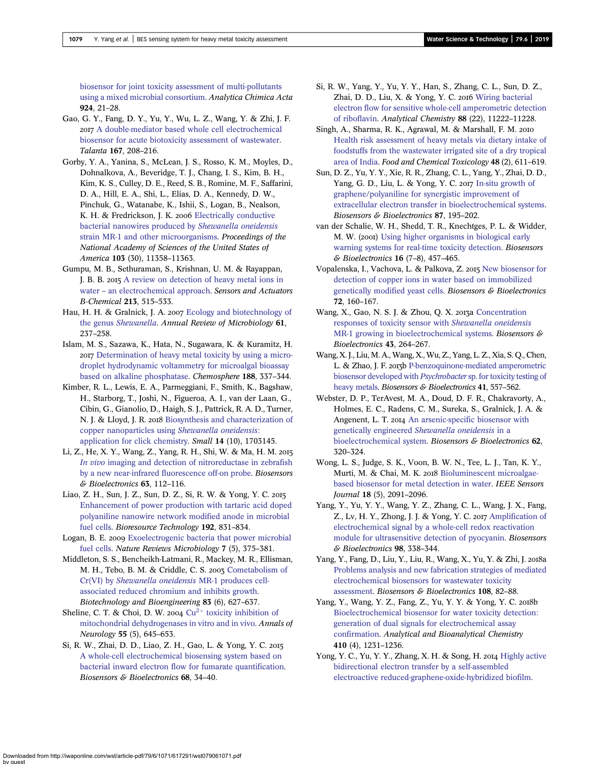biosensor for joint toxicity assessment of multi-pollutants using a mixed microbial consortium. *Analytica Chimica Acta* **924**, 21–28.

Gao, G. Y., Fang, D. Y., Yu, Y., Wu, L. Z., Wang, Y. & Zhi, J. F. 2017 A double-mediator based whole cell electrochemical biosensor for acute biotoxicity assessment of wastewater. *Talanta* **167**, 208–216.

Gorby, Y. A., Yanina, S., McLean, J. S., Rosso, K. M., Moyles, D., Dohnalkova, A., Beveridge, T. J., Chang, I. S., Kim, B. H., Kim, K. S., Culley, D. E., Reed, S. B., Romine, M. F., Saffarini, D. A., Hill, E. A., Shi, L., Elias, D. A., Kennedy, D. W., Pinchuk, G., Watanabe, K., Ishii, S., Logan, B., Nealson, K. H. & Fredrickson, J. K. 2006 Electrically conductive bacterial nanowires produced by *Shewanella oneidensis* strain MR-1 and other microorganisms. *Proceedings of the National Academy of Sciences of the United States of America* **103** (30), 11358–11363.

Gumpu, M. B., Sethuraman, S., Krishnan, U. M. & Rayappan, J. B. B. 2015 A review on detection of heavy metal ions in water – an electrochemical approach. *Sensors and Actuators B-Chemical* **213**, 515–533.

Hau, H. H. & Gralnick, J. A. 2007 Ecology and biotechnology of the genus *Shewanella*. *Annual Review of Microbiology* **61**, 237–258.

Islam, M. S., Sazawa, K., Hata, N., Sugawara, K. & Kuramitz, H. 2017 Determination of heavy metal toxicity by using a micro-droplet hydrodynamic voltammetry for microalgal bioassay based on alkaline phosphatase. *Chemosphere* **188**, 337–344.

Kimber, R. L., Lewis, E. A., Parmeggiani, F., Smith, K., Bagshaw, H., Starborg, T., Joshi, N., Figueroa, A. I., van der Laan, G., Cibin, G., Gianolio, D., Haigh, S. J., Pattrick, R. A. D., Turner, N. J. & Lloyd, J. R. 2018 Biosynthesis and characterization of copper nanoparticles using *Shewanella oneidensis*: application for click chemistry. *Small* **14** (10), 1703145.

Li, Z., He, X. Y., Wang, Z., Yang, R. H., Shi, W. & Ma, H. M. 2015 *In vivo* imaging and detection of nitroreductase in zebrafish by a new near-infrared fluorescence off-on probe. *Biosensors & Bioelectronics* **63**, 112–116.

Liao, Z. H., Sun, J. Z., Sun, D. Z., Si, R. W. & Yong, Y. C. 2015 Enhancement of power production with tartaric acid doped polyaniline nanowire network modified anode in microbial fuel cells. *Bioresource Technology* **192**, 831–834.

Logan, B. E. 2009 Exoelectrogenic bacteria that power microbial fuel cells. *Nature Reviews Microbiology* **7** (5), 375–381.

Middleton, S. S., Bencheikh-Latmani, R., Mackey, M. R., Ellisman, M. H., Tebo, B. M. & Criddle, C. S. 2003 Cometabolism of Cr(VI) by *Shewanella oneidensis* MR-1 produces cell-associated reduced chromium and inhibits growth. *Biotechnology and Bioengineering* **83** (6), 627–637.

Sheline, C. T. & Choi, D. W. 2004 $Cu^{2+}$ toxicity inhibition of mitochondrial dehydrogenases in vitro and in vivo. *Annals of Neurology* **55** (5), 645–653.

Si, R. W., Zhai, D. D., Liao, Z. H., Gao, L. & Yong, Y. C. 2015 A whole-cell electrochemical biosensing system based on bacterial inward electron flow for fumarate quantification. *Biosensors & Bioelectronics* **68**, 34–40.

Si, R. W., Yang, Y., Yu, Y. Y., Han, S., Zhang, C. L., Sun, D. Z., Zhai, D. D., Liu, X. & Yong, Y. C. 2016 Wiring bacterial electron flow for sensitive whole-cell amperometric detection of riboflavin. *Analytical Chemistry* **88** (22), 11222–11228.

Singh, A., Sharma, R. K., Agrawal, M. & Marshall, F. M. 2010 Health risk assessment of heavy metals via dietary intake of foodstuffs from the wastewater irrigated site of a dry tropical area of India. *Food and Chemical Toxicology* **48** (2), 611–619.

Sun, D. Z., Yu, Y. Y., Xie, R. R., Zhang, C. L., Yang, Y., Zhai, D. D., Yang, G. D., Liu, L. & Yong, Y. C. 2017 In-situ growth of graphene/polyaniline for synergistic improvement of extracellular electron transfer in bioelectrochemical systems. *Biosensors & Bioelectronics* **87**, 195–202.

van der Schalie, W. H., Shedd, T. R., Knechtges, P. L. & Widder, M. W. (2001) Using higher organisms in biological early warning systems for real-time toxicity detection. *Biosensors & Bioelectronics* **16** (7–8), 457–465.

Vopalenska, I., Vachova, L. & Palkova, Z. 2015 New biosensor for detection of copper ions in water based on immobilized genetically modified yeast cells. *Biosensors & Bioelectronics* **72**, 160–167.

Wang, X., Gao, N. S. J. & Zhou, Q. X. 2013a Concentration responses of toxicity sensor with *Shewanella oneidensis* MR-1 growing in bioelectrochemical systems. *Biosensors & Bioelectronics* **43**, 264–267.

Wang, X. J., Liu, M. A., Wang, X., Wu, Z., Yang, L. Z., Xia, S. Q., Chen, L. & Zhao, J. F. 2013b P-benzoquinone-mediated amperometric biosensor developed with *Psychrobacter* sp. for toxicity testing of heavy metals. *Biosensors & Bioelectronics* **41**, 557–562.

Webster, D. P., TerAvest, M. A., Doud, D. F. R., Chakravorty, A., Holmes, E. C., Radens, C. M., Sureka, S., Gralnick, J. A. & Angenent, L. T. 2014 An arsenic-specific biosensor with genetically engineered *Shewanella oneidensis* in a bioelectrochemical system. *Biosensors & Bioelectronics* **62**, 320–324.

Wong, L. S., Judge, S. K., Voon, B. W. N., Tee, L. J., Tan, K. Y., Murti, M. & Chai, M. K. 2018 Bioluminescent microalgae-based biosensor for metal detection in water. *IEEE Sensors Journal* **18** (5), 2091–2096.

Yang, Y., Yu, Y. Y., Wang, Y. Z., Zhang, C. L., Wang, J. X., Fang, Z., Lv, H. Y., Zhong, J. J. & Yong, Y. C. 2017 Amplification of electrochemical signal by a whole-cell redox reactivation module for ultrasensitive detection of pyocyanin. *Biosensors & Bioelectronics* **98**, 338–344.

Yang, Y., Fang, D., Liu, Y., Liu, R., Wang, X., Yu, Y. & Zhi, J. 2018a Problems analysis and new fabrication strategies of mediated electrochemical biosensors for wastewater toxicity assessment. *Biosensors & Bioelectronics* **108**, 82–88.

Yang, Y., Wang, Y. Z., Fang, Z., Yu, Y. Y. & Yong, Y. C. 2018b Bioelectrochemical biosensor for water toxicity detection: generation of dual signals for electrochemical assay confirmation. *Analytical and Bioanalytical Chemistry* **410** (4), 1231–1236.

Yong, Y. C., Yu, Y. Y., Zhang, X. H. & Song, H. 2014 Highly active bidirectional electron transfer by a self-assembled electroactive reduced-graphene-oxide-hybridized biofilm.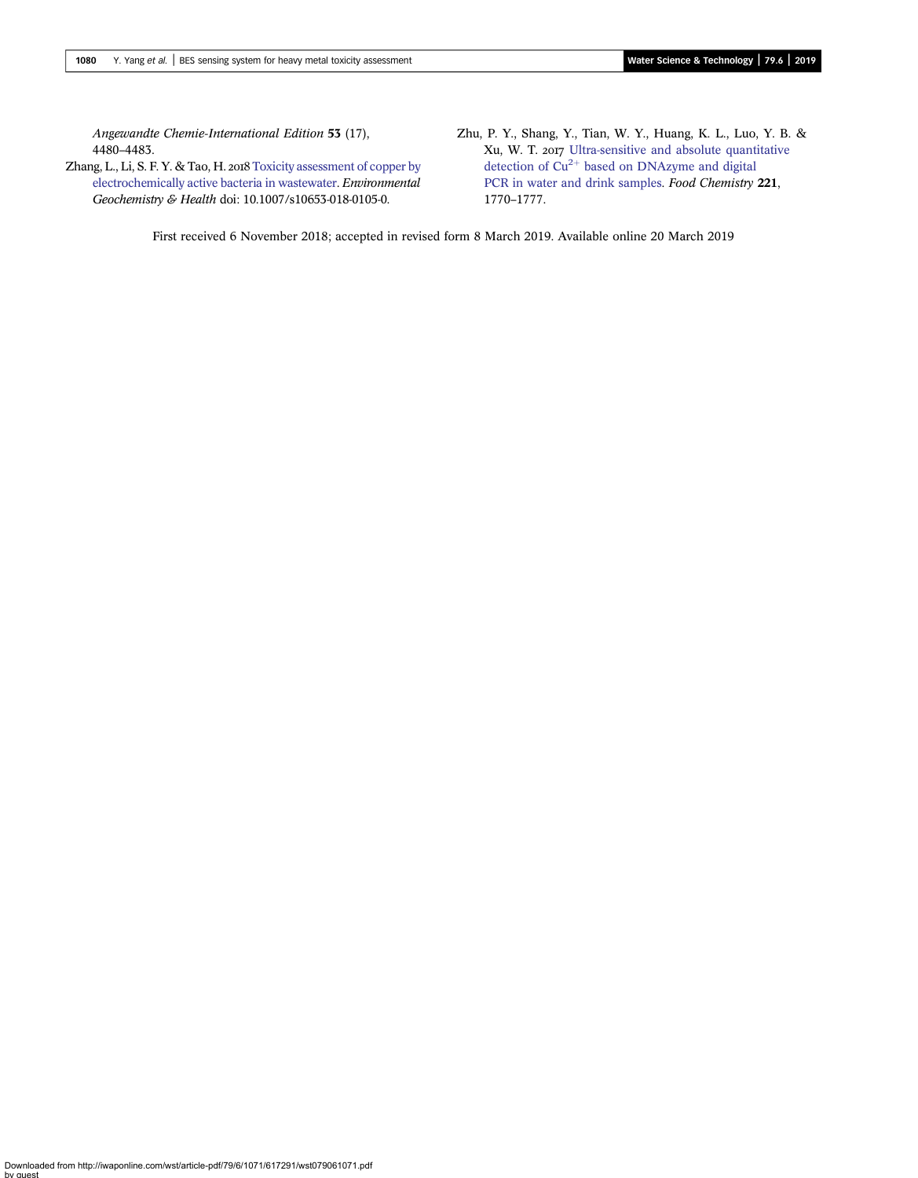*Angewandte Chemie-International Edition* **53** (17), 4480–4483.

Zhang, L., Li, S. F. Y. & Tao, H. 2018 Toxicity assessment of copper by electrochemically active bacteria in wastewater. *Environmental Geochemistry & Health* doi: 10.1007/s10653-018-0105-0.

Zhu, P. Y., Shang, Y., Tian, W. Y., Huang, K. L., Luo, Y. B. & Xu, W. T. 2017 Ultra-sensitive and absolute quantitative detection of $Cu^{2+}$ based on DNAzyme and digital PCR in water and drink samples. *Food Chemistry* **221**, 1770–1777.

First received 6 November 2018; accepted in revised form 8 March 2019. Available online 20 March 2019